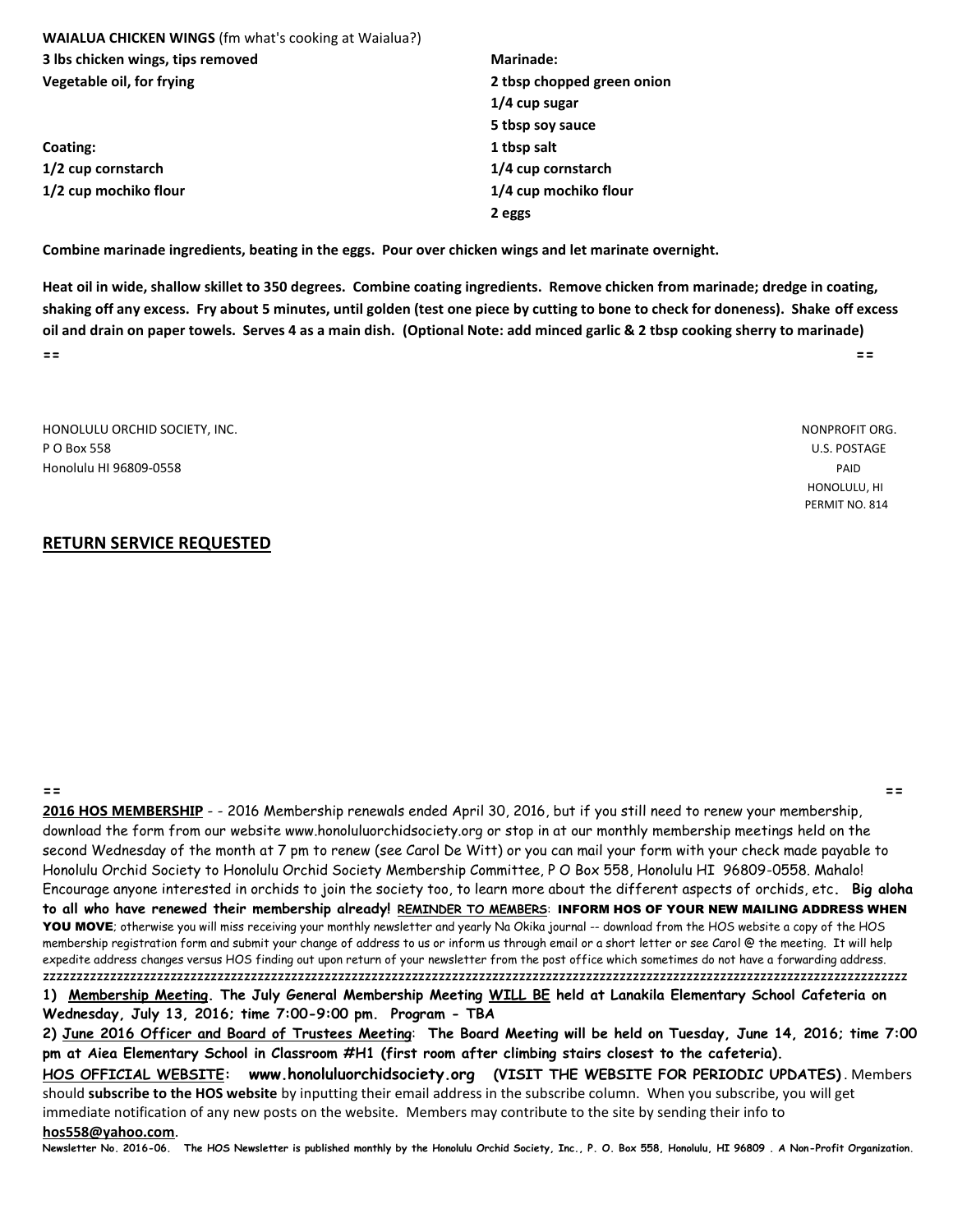**WAIALUA CHICKEN WINGS** (fm what's cooking at Waialua?)

**3 lbs chicken wings, tips removed**
**Vegetable oil, for frying**

**Coating:**
**1/2 cup cornstarch**
**1/2 cup mochiko flour**

**Marinade:**
**2 tbsp chopped green onion**
**1/4 cup sugar**
**5 tbsp soy sauce**
**1 tbsp salt**
**1/4 cup cornstarch**
**1/4 cup mochiko flour**
**2 eggs**

**Combine marinade ingredients, beating in the eggs. Pour over chicken wings and let marinate overnight.**

**Heat oil in wide, shallow skillet to 350 degrees. Combine coating ingredients. Remove chicken from marinade; dredge in coating, shaking off any excess. Fry about 5 minutes, until golden (test one piece by cutting to bone to check for doneness). Shake off excess oil and drain on paper towels. Serves 4 as a main dish. (Optional Note: add minced garlic & 2 tbsp cooking sherry to marinade)**

== ==

HONOLULU ORCHID SOCIETY, INC.
P O Box 558
Honolulu HI 96809-0558

NONPROFIT ORG.
U.S. POSTAGE
PAID
HONOLULU, HI
PERMIT NO. 814

**RETURN SERVICE REQUESTED**

== ==

**2016 HOS MEMBERSHIP** - - 2016 Membership renewals ended April 30, 2016, but if you still need to renew your membership, download the form from our website www.honoluluorchidsociety.org or stop in at our monthly membership meetings held on the second Wednesday of the month at 7 pm to renew (see Carol De Witt) or you can mail your form with your check made payable to Honolulu Orchid Society to Honolulu Orchid Society Membership Committee, P O Box 558, Honolulu HI 96809-0558. Mahalo! Encourage anyone interested in orchids to join the society too, to learn more about the different aspects of orchids, etc. **Big aloha to all who have renewed their membership already!** REMINDER TO MEMBERS: **INFORM HOS OF YOUR NEW MAILING ADDRESS WHEN YOU MOVE**; otherwise you will miss receiving your monthly newsletter and yearly Na Okika journal -- download from the HOS website a copy of the HOS membership registration form and submit your change of address to us or inform us through email or a short letter or see Carol @ the meeting. It will help expedite address changes versus HOS finding out upon return of your newsletter from the post office which sometimes do not have a forwarding address.

zzzzzzzzzzzzzzzzzzzzzzzzzzzzzzzzzzzzzzzzzzzzzzzzzzzzzzzzzzzzzzzzzzzzzzzzzzzzzzzzzzzzzzzzzzzzzzzzzzzzzzzzzzzzzzzzzzzzzzzzzz

**1) Membership Meeting. The July General Membership Meeting WILL BE held at Lanakila Elementary School Cafeteria on Wednesday, July 13, 2016; time 7:00-9:00 pm. Program - TBA**

**2) June 2016 Officer and Board of Trustees Meeting: The Board Meeting will be held on Tuesday, June 14, 2016; time 7:00 pm at Aiea Elementary School in Classroom #H1 (first room after climbing stairs closest to the cafeteria).**

**HOS OFFICIAL WEBSITE: www.honoluluorchidsociety.org (VISIT THE WEBSITE FOR PERIODIC UPDATES)**. Members should **subscribe to the HOS website** by inputting their email address in the subscribe column. When you subscribe, you will get immediate notification of any new posts on the website. Members may contribute to the site by sending their info to **hos558@yahoo.com**.

**Newsletter No. 2016-06. The HOS Newsletter is published monthly by the Honolulu Orchid Society, Inc., P. O. Box 558, Honolulu, HI 96809 . A Non-Profit Organization.**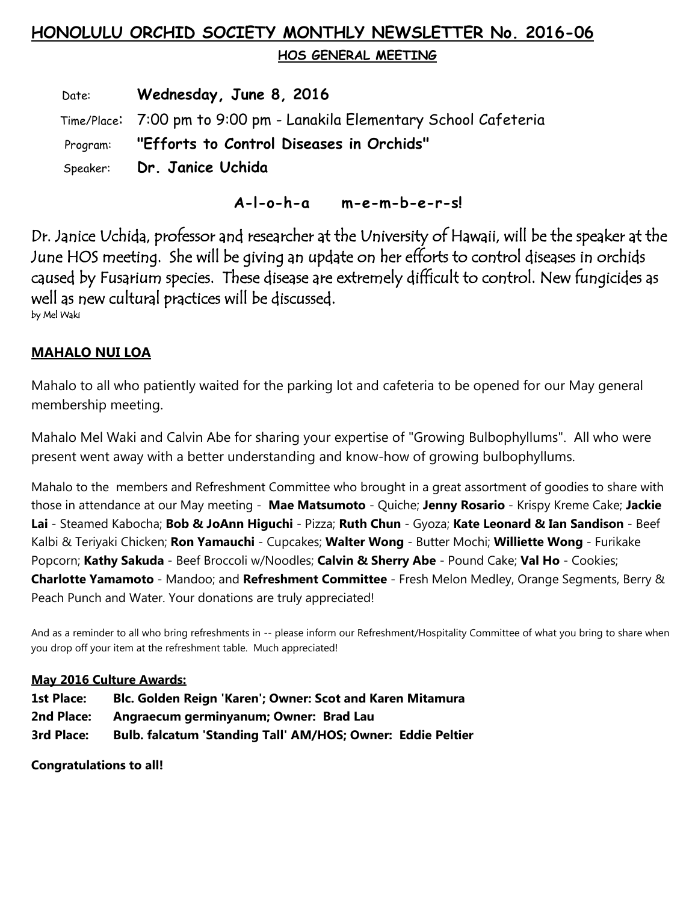# HONOLULU ORCHID SOCIETY MONTHLY NEWSLETTER No. 2016-06

## HOS GENERAL MEETING

Date: **Wednesday, June 8, 2016**

Time/Place: 7:00 pm to 9:00 pm - Lanakila Elementary School Cafeteria

Program: **"Efforts to Control Diseases in Orchids"**

Speaker: **Dr. Janice Uchida**

**A-l-o-h-a m-e-m-b-e-r-s!**

Dr. Janice Uchida, professor and researcher at the University of Hawaii, will be the speaker at the June HOS meeting. She will be giving an update on her efforts to control diseases in orchids caused by Fusarium species. These disease are extremely difficult to control. New fungicides as well as new cultural practices will be discussed.

by Mel Waki

## MAHALO NUI LOA

Mahalo to all who patiently waited for the parking lot and cafeteria to be opened for our May general membership meeting.

Mahalo Mel Waki and Calvin Abe for sharing your expertise of "Growing Bulbophyllums". All who were present went away with a better understanding and know-how of growing bulbophyllums.

Mahalo to the members and Refreshment Committee who brought in a great assortment of goodies to share with those in attendance at our May meeting - **Mae Matsumoto** - Quiche; **Jenny Rosario** - Krispy Kreme Cake; **Jackie Lai** - Steamed Kabocha; **Bob & JoAnn Higuchi** - Pizza; **Ruth Chun** - Gyoza; **Kate Leonard & Ian Sandison** - Beef Kalbi & Teriyaki Chicken; **Ron Yamauchi** - Cupcakes; **Walter Wong** - Butter Mochi; **Williette Wong** - Furikake Popcorn; **Kathy Sakuda** - Beef Broccoli w/Noodles; **Calvin & Sherry Abe** - Pound Cake; **Val Ho** - Cookies; **Charlotte Yamamoto** - Mandoo; and **Refreshment Committee** - Fresh Melon Medley, Orange Segments, Berry & Peach Punch and Water. Your donations are truly appreciated!

And as a reminder to all who bring refreshments in -- please inform our Refreshment/Hospitality Committee of what you bring to share when you drop off your item at the refreshment table. Much appreciated!

**May 2016 Culture Awards:**

**1st Place: Blc. Golden Reign 'Karen'; Owner: Scot and Karen Mitamura**
**2nd Place: Angraecum germinyanum; Owner: Brad Lau**
**3rd Place: Bulb. falcatum 'Standing Tall' AM/HOS; Owner: Eddie Peltier**

**Congratulations to all!**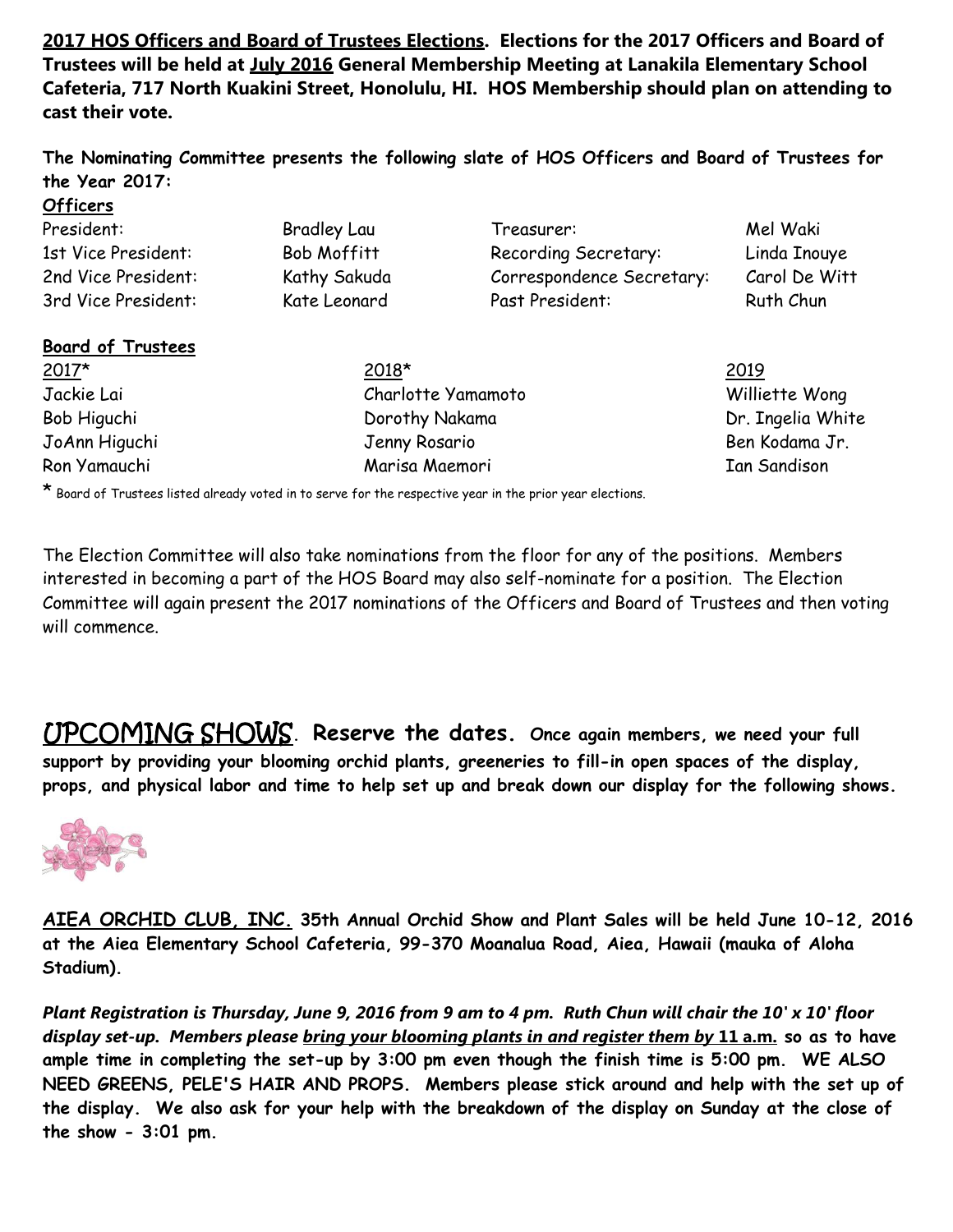**<u>2017 HOS Officers and Board of Trustees Elections</u>. Elections for the 2017 Officers and Board of Trustees will be held at <u>July 2016</u> General Membership Meeting at Lanakila Elementary School Cafeteria, 717 North Kuakini Street, Honolulu, HI. HOS Membership should plan on attending to cast their vote.**

**The Nominating Committee presents the following slate of HOS Officers and Board of Trustees for the Year 2017:**

**<u>Officers</u>**

| | | | |
|---|---|---|---|
| President: | Bradley Lau | Treasurer: | Mel Waki |
| 1st Vice President: | Bob Moffitt | Recording Secretary: | Linda Inouye |
| 2nd Vice President: | Kathy Sakuda | Correspondence Secretary: | Carol De Witt |
| 3rd Vice President: | Kate Leonard | Past President: | Ruth Chun |

**<u>Board of Trustees</u>**

| 2017* | 2018* | 2019 |
|---|---|---|
| Jackie Lai | Charlotte Yamamoto | Williette Wong |
| Bob Higuchi | Dorothy Nakama | Dr. Ingelia White |
| JoAnn Higuchi | Jenny Rosario | Ben Kodama Jr. |
| Ron Yamauchi | Marisa Maemori | Ian Sandison |

* Board of Trustees listed already voted in to serve for the respective year in the prior year elections.

The Election Committee will also take nominations from the floor for any of the positions. Members interested in becoming a part of the HOS Board may also self-nominate for a position. The Election Committee will again present the 2017 nominations of the Officers and Board of Trustees and then voting will commence.

## <u>UPCOMING SHOWS</u>. **Reserve the dates.** **Once again members, we need your full support by providing your blooming orchid plants, greeneries to fill-in open spaces of the display, props, and physical labor and time to help set up and break down our display for the following shows.**

**<u>AIEA ORCHID CLUB, INC.</u> 35th Annual Orchid Show and Plant Sales will be held June 10-12, 2016 at the Aiea Elementary School Cafeteria, 99-370 Moanalua Road, Aiea, Hawaii (mauka of Aloha Stadium).**

***Plant Registration is Thursday, June 9, 2016 from 9 am to 4 pm. Ruth Chun will chair the 10' x 10' floor display set-up. Members please <u>bring your blooming plants in and register them by</u>* <u>11 a.m.</u> so as to have ample time in completing the set-up by 3:00 pm even though the finish time is 5:00 pm. WE ALSO NEED GREENS, PELE'S HAIR AND PROPS. Members please stick around and help with the set up of the display. We also ask for your help with the breakdown of the display on Sunday at the close of the show - 3:01 pm.**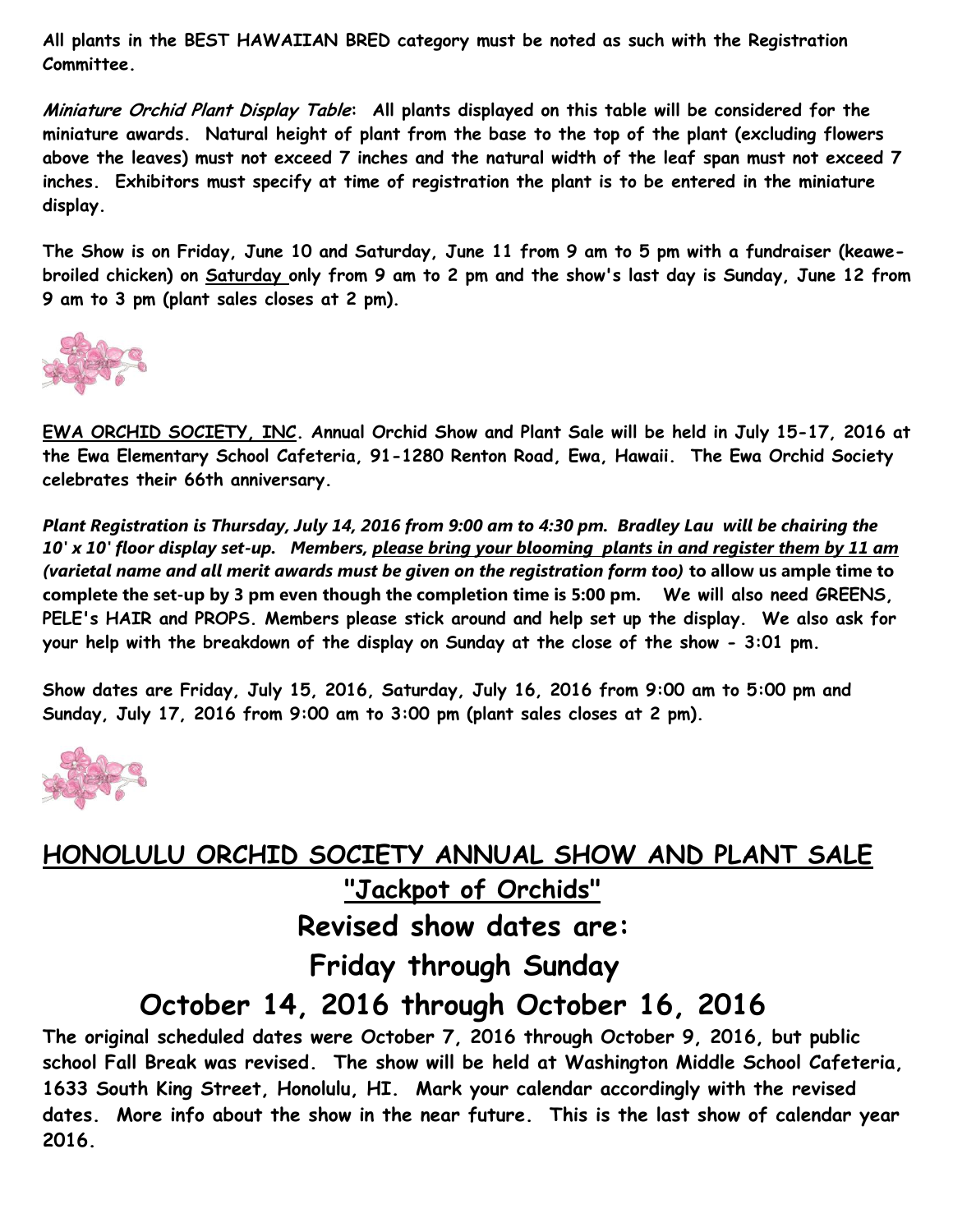**All plants in the BEST HAWAIIAN BRED category must be noted as such with the Registration Committee.**

***Miniature Orchid Plant Display Table*: All plants displayed on this table will be considered for the miniature awards. Natural height of plant from the base to the top of the plant (excluding flowers above the leaves) must not exceed 7 inches and the natural width of the leaf span must not exceed 7 inches. Exhibitors must specify at time of registration the plant is to be entered in the miniature display.**

**The Show is on Friday, June 10 and Saturday, June 11 from 9 am to 5 pm with a fundraiser (keawe-broiled chicken) on <u>Saturday</u> only from 9 am to 2 pm and the show's last day is Sunday, June 12 from 9 am to 3 pm (plant sales closes at 2 pm).**

**<u>EWA ORCHID SOCIETY, INC</u>. Annual Orchid Show and Plant Sale will be held in July 15-17, 2016 at the Ewa Elementary School Cafeteria, 91-1280 Renton Road, Ewa, Hawaii. The Ewa Orchid Society celebrates their 66th anniversary.**

***Plant Registration is Thursday, July 14, 2016 from 9:00 am to 4:30 pm. Bradley Lau will be chairing the 10' x 10' floor display set-up. Members, <u>please bring your blooming plants in and register them by 11 am</u> (varietal name and all merit awards must be given on the registration form too)* to allow us ample time to complete the set-up by 3 pm even though the completion time is 5:00 pm. We will also need GREENS, PELE's HAIR and PROPS. Members please stick around and help set up the display. We also ask for your help with the breakdown of the display on Sunday at the close of the show - 3:01 pm.**

**Show dates are Friday, July 15, 2016, Saturday, July 16, 2016 from 9:00 am to 5:00 pm and Sunday, July 17, 2016 from 9:00 am to 3:00 pm (plant sales closes at 2 pm).**

## <u>HONOLULU ORCHID SOCIETY ANNUAL SHOW AND PLANT SALE</u>

### <u>"Jackpot of Orchids"</u>

### Revised show dates are:

### Friday through Sunday

## October 14, 2016 through October 16, 2016

**The original scheduled dates were October 7, 2016 through October 9, 2016, but public school Fall Break was revised. The show will be held at Washington Middle School Cafeteria, 1633 South King Street, Honolulu, HI. Mark your calendar accordingly with the revised dates. More info about the show in the near future. This is the last show of calendar year 2016.**